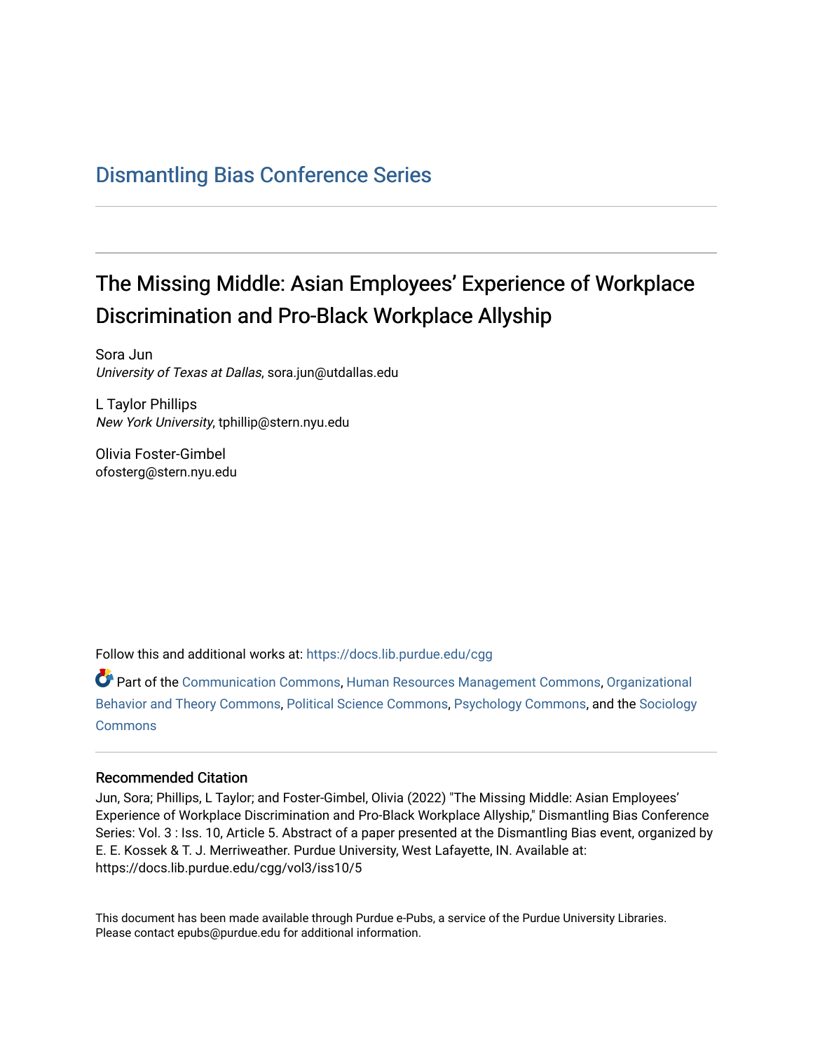Dismantling Bias Conference Series

# The Missing Middle: Asian Employees' Experience of Workplace Discrimination and Pro-Black Workplace Allyship

Sora Jun
*University of Texas at Dallas*, sora.jun@utdallas.edu

L Taylor Phillips
*New York University*, tphillip@stern.nyu.edu

Olivia Foster-Gimbel
ofosterg@stern.nyu.edu

Follow this and additional works at: https://docs.lib.purdue.edu/cgg

Part of the Communication Commons, Human Resources Management Commons, Organizational Behavior and Theory Commons, Political Science Commons, Psychology Commons, and the Sociology Commons

## Recommended Citation

Jun, Sora; Phillips, L Taylor; and Foster-Gimbel, Olivia (2022) "The Missing Middle: Asian Employees' Experience of Workplace Discrimination and Pro-Black Workplace Allyship," Dismantling Bias Conference Series: Vol. 3 : Iss. 10, Article 5. Abstract of a paper presented at the Dismantling Bias event, organized by E. E. Kossek & T. J. Merriweather. Purdue University, West Lafayette, IN. Available at: https://docs.lib.purdue.edu/cgg/vol3/iss10/5

This document has been made available through Purdue e-Pubs, a service of the Purdue University Libraries. Please contact epubs@purdue.edu for additional information.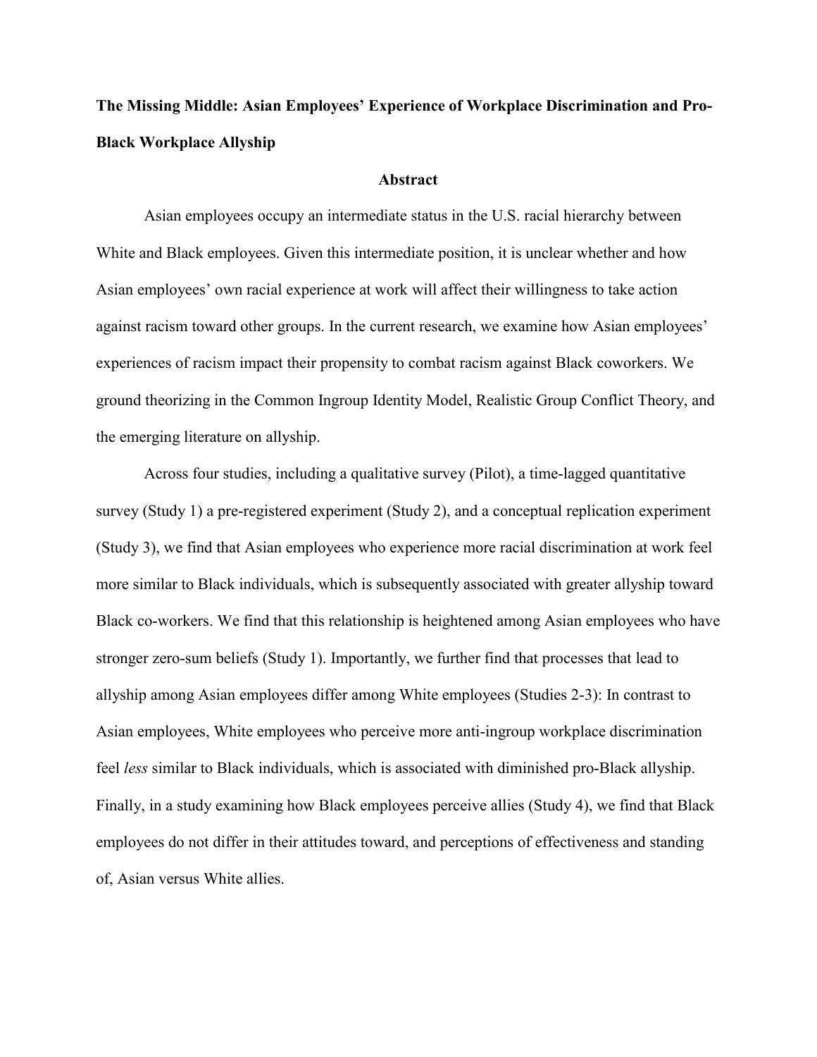**The Missing Middle: Asian Employees' Experience of Workplace Discrimination and Pro-Black Workplace Allyship**

## Abstract

Asian employees occupy an intermediate status in the U.S. racial hierarchy between White and Black employees. Given this intermediate position, it is unclear whether and how Asian employees' own racial experience at work will affect their willingness to take action against racism toward other groups. In the current research, we examine how Asian employees' experiences of racism impact their propensity to combat racism against Black coworkers. We ground theorizing in the Common Ingroup Identity Model, Realistic Group Conflict Theory, and the emerging literature on allyship.

Across four studies, including a qualitative survey (Pilot), a time-lagged quantitative survey (Study 1) a pre-registered experiment (Study 2), and a conceptual replication experiment (Study 3), we find that Asian employees who experience more racial discrimination at work feel more similar to Black individuals, which is subsequently associated with greater allyship toward Black co-workers. We find that this relationship is heightened among Asian employees who have stronger zero-sum beliefs (Study 1). Importantly, we further find that processes that lead to allyship among Asian employees differ among White employees (Studies 2-3): In contrast to Asian employees, White employees who perceive more anti-ingroup workplace discrimination feel *less* similar to Black individuals, which is associated with diminished pro-Black allyship. Finally, in a study examining how Black employees perceive allies (Study 4), we find that Black employees do not differ in their attitudes toward, and perceptions of effectiveness and standing of, Asian versus White allies.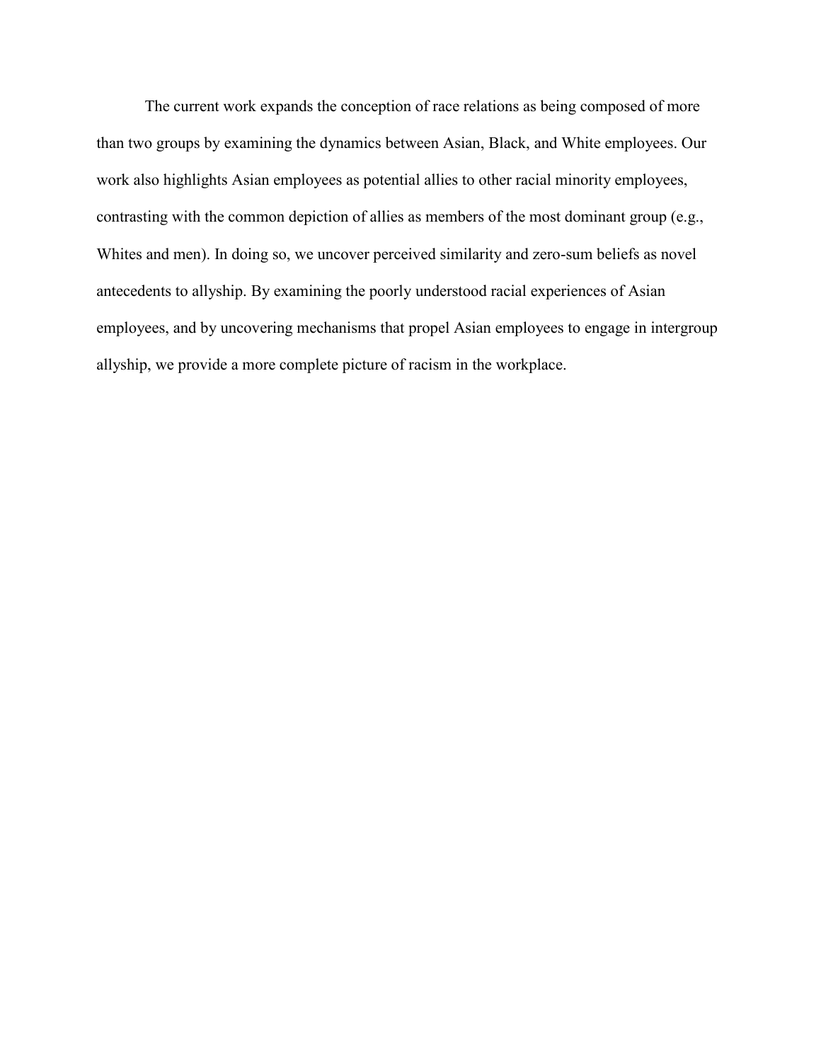The current work expands the conception of race relations as being composed of more than two groups by examining the dynamics between Asian, Black, and White employees. Our work also highlights Asian employees as potential allies to other racial minority employees, contrasting with the common depiction of allies as members of the most dominant group (e.g., Whites and men). In doing so, we uncover perceived similarity and zero-sum beliefs as novel antecedents to allyship. By examining the poorly understood racial experiences of Asian employees, and by uncovering mechanisms that propel Asian employees to engage in intergroup allyship, we provide a more complete picture of racism in the workplace.